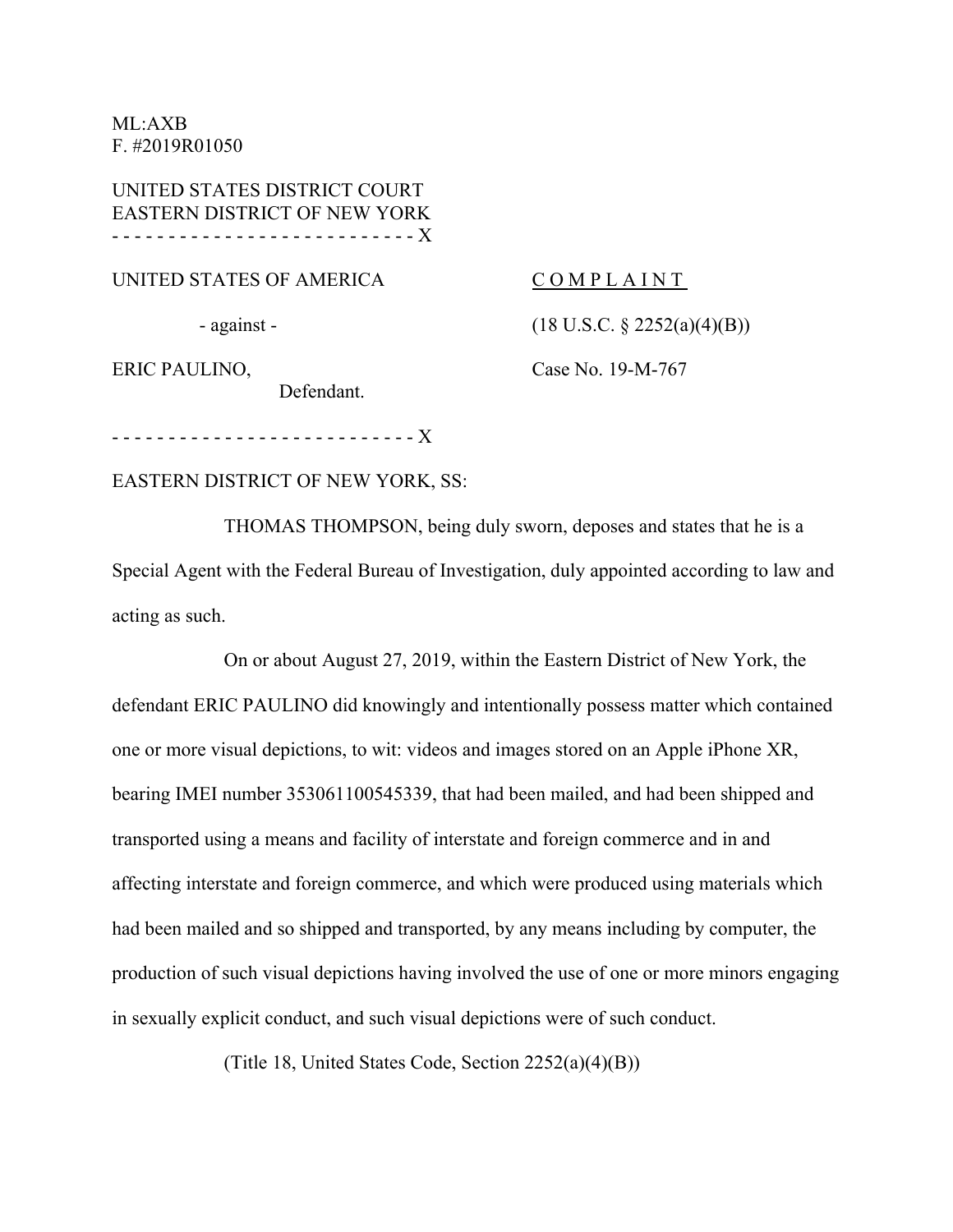ML:AXB
F. #2019R01050

UNITED STATES DISTRICT COURT
EASTERN DISTRICT OF NEW YORK
- - - - - - - - - - - - - - - - - - - - - - - - - - X

UNITED STATES OF AMERICA

- against -

ERIC PAULINO,
Defendant.

C O M P L A I N T

(18 U.S.C. § 2252(a)(4)(B))

Case No. 19-M-767

- - - - - - - - - - - - - - - - - - - - - - - - - - X

EASTERN DISTRICT OF NEW YORK, SS:

THOMAS THOMPSON, being duly sworn, deposes and states that he is a Special Agent with the Federal Bureau of Investigation, duly appointed according to law and acting as such.

On or about August 27, 2019, within the Eastern District of New York, the defendant ERIC PAULINO did knowingly and intentionally possess matter which contained one or more visual depictions, to wit: videos and images stored on an Apple iPhone XR, bearing IMEI number 353061100545339, that had been mailed, and had been shipped and transported using a means and facility of interstate and foreign commerce and in and affecting interstate and foreign commerce, and which were produced using materials which had been mailed and so shipped and transported, by any means including by computer, the production of such visual depictions having involved the use of one or more minors engaging in sexually explicit conduct, and such visual depictions were of such conduct.

(Title 18, United States Code, Section 2252(a)(4)(B))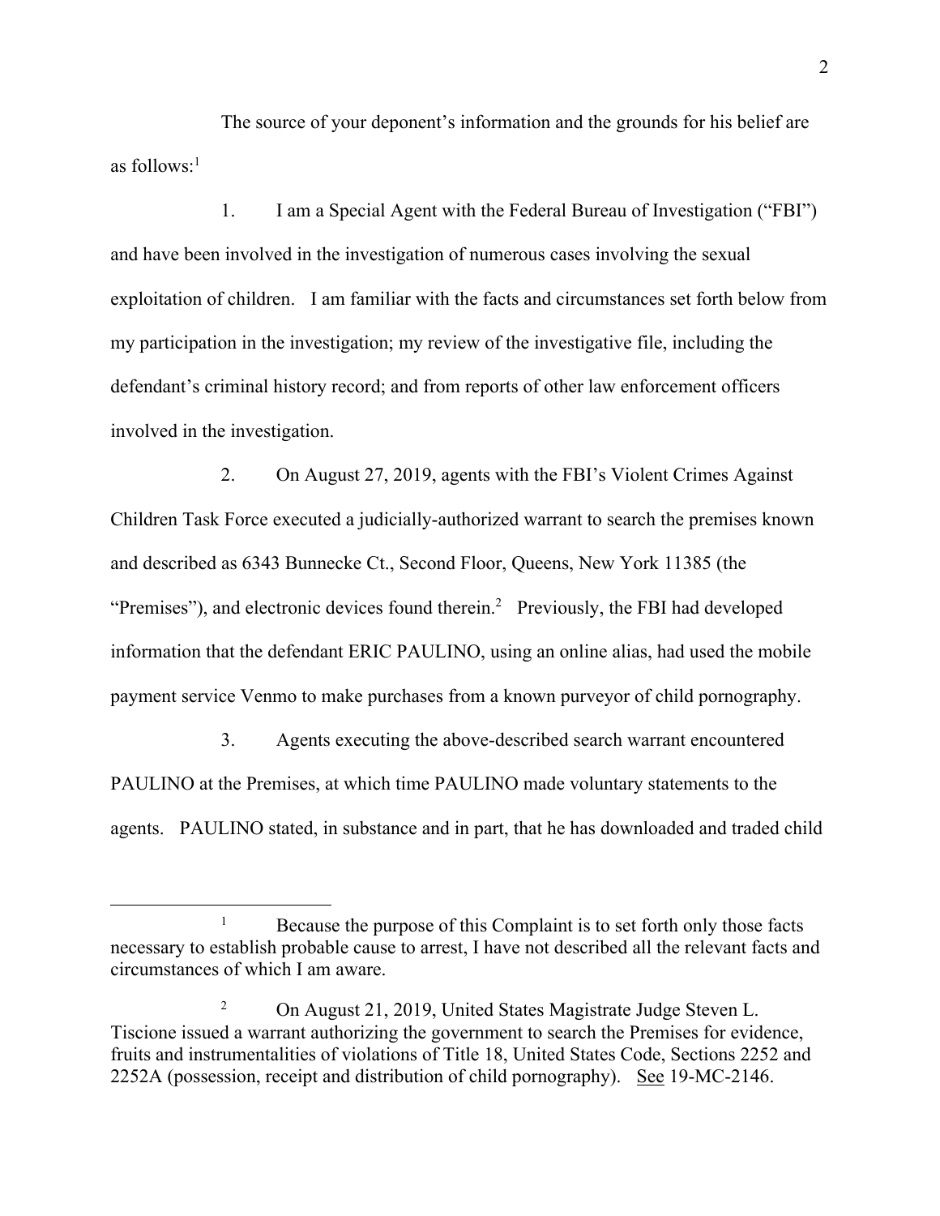The source of your deponent's information and the grounds for his belief are as follows:[1]

1. I am a Special Agent with the Federal Bureau of Investigation ("FBI") and have been involved in the investigation of numerous cases involving the sexual exploitation of children. I am familiar with the facts and circumstances set forth below from my participation in the investigation; my review of the investigative file, including the defendant's criminal history record; and from reports of other law enforcement officers involved in the investigation.

2. On August 27, 2019, agents with the FBI's Violent Crimes Against Children Task Force executed a judicially-authorized warrant to search the premises known and described as 6343 Bunnecke Ct., Second Floor, Queens, New York 11385 (the "Premises"), and electronic devices found therein.[2] Previously, the FBI had developed information that the defendant ERIC PAULINO, using an online alias, had used the mobile payment service Venmo to make purchases from a known purveyor of child pornography.

3. Agents executing the above-described search warrant encountered PAULINO at the Premises, at which time PAULINO made voluntary statements to the agents. PAULINO stated, in substance and in part, that he has downloaded and traded child

---

[1] Because the purpose of this Complaint is to set forth only those facts necessary to establish probable cause to arrest, I have not described all the relevant facts and circumstances of which I am aware.

[2] On August 21, 2019, United States Magistrate Judge Steven L. Tiscione issued a warrant authorizing the government to search the Premises for evidence, fruits and instrumentalities of violations of Title 18, United States Code, Sections 2252 and 2252A (possession, receipt and distribution of child pornography). See 19-MC-2146.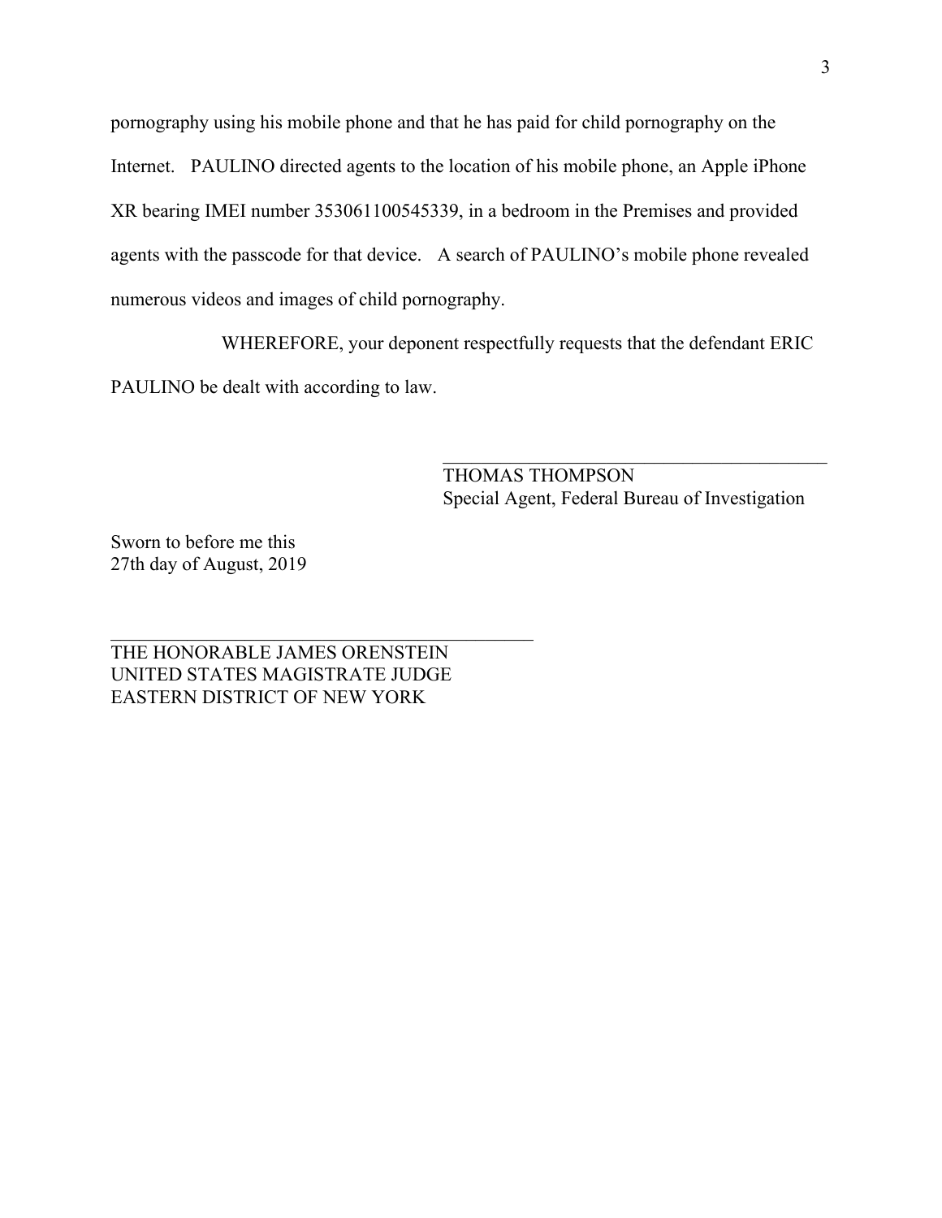pornography using his mobile phone and that he has paid for child pornography on the Internet. PAULINO directed agents to the location of his mobile phone, an Apple iPhone XR bearing IMEI number 353061100545339, in a bedroom in the Premises and provided agents with the passcode for that device. A search of PAULINO's mobile phone revealed numerous videos and images of child pornography.

WHEREFORE, your deponent respectfully requests that the defendant ERIC PAULINO be dealt with according to law.

\_\_\_\_\_\_\_\_\_\_\_\_\_\_\_\_\_\_\_\_\_\_\_\_\_\_\_\_\_\_\_\_\_\_\_\_\_\_\_\_

THOMAS THOMPSON
Special Agent, Federal Bureau of Investigation

Sworn to before me this
27th day of August, 2019

\_\_\_\_\_\_\_\_\_\_\_\_\_\_\_\_\_\_\_\_\_\_\_\_\_\_\_\_\_\_\_\_\_\_\_\_\_\_\_\_\_\_\_\_

THE HONORABLE JAMES ORENSTEIN
UNITED STATES MAGISTRATE JUDGE
EASTERN DISTRICT OF NEW YORK